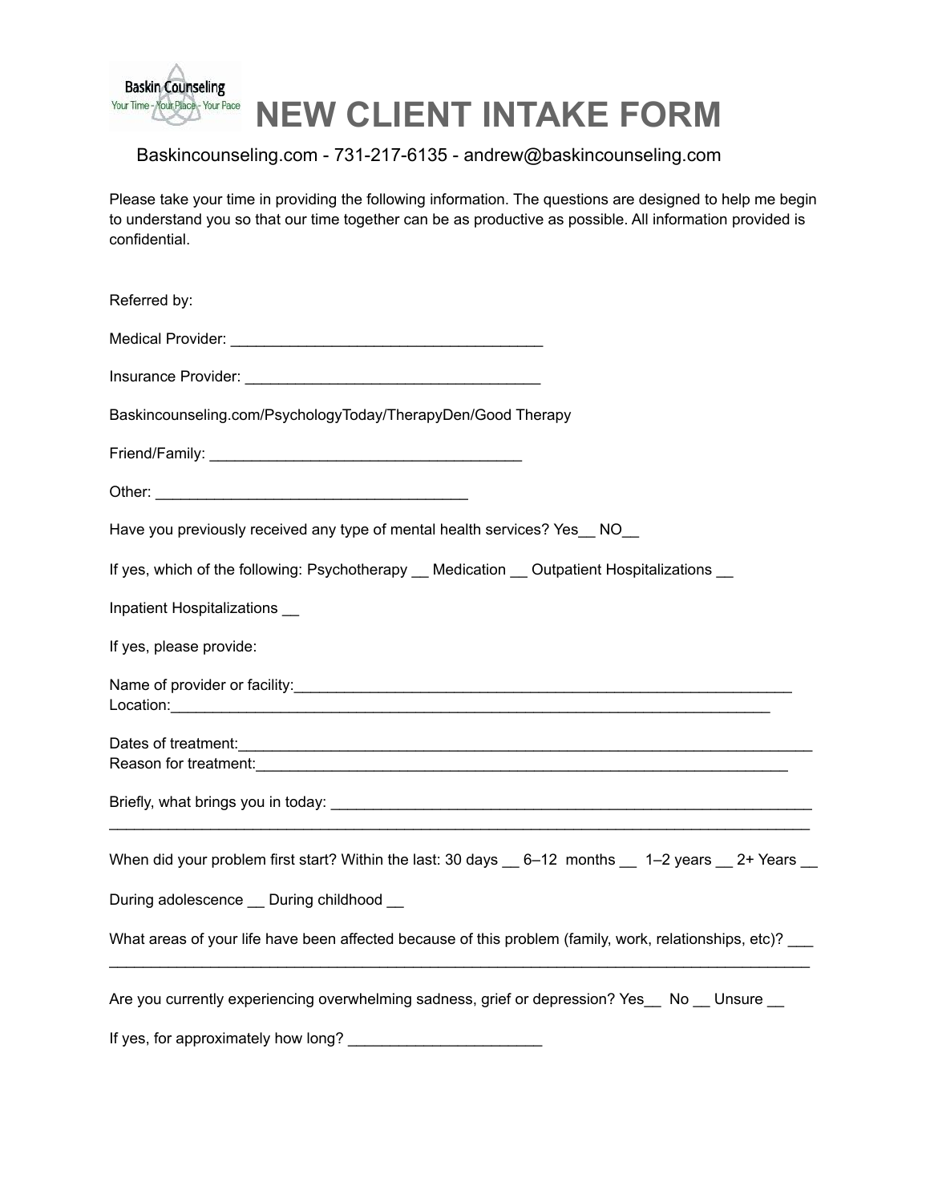# NEW CLIENT INTAKE FORM

Baskincounseling.com - 731-217-6135 - andrew@baskincounseling.com

Please take your time in providing the following information. The questions are designed to help me begin to understand you so that our time together can be as productive as possible. All information provided is confidential.

Referred by:

Medical Provider: ____________________________________

Insurance Provider: __________________________________

Baskincounseling.com/PsychologyToday/TherapyDen/Good Therapy

Friend/Family: ____________________________________

Other: ____________________________________

Have you previously received any type of mental health services? Yes__ NO__

If yes, which of the following: Psychotherapy __ Medication __ Outpatient Hospitalizations __

Inpatient Hospitalizations __

If yes, please provide:

Name of provider or facility:_____________________________________________________________
Location:______________________________________________________________________

Dates of treatment:_________________________________________________________________
Reason for treatment:_______________________________________________________________

Briefly, what brings you in today: ______________________________________________________
________________________________________________________________________________

When did your problem first start? Within the last: 30 days __ 6–12 months __ 1–2 years __ 2+ Years __

During adolescence __ During childhood __

What areas of your life have been affected because of this problem (family, work, relationships, etc)? ___
________________________________________________________________________________

Are you currently experiencing overwhelming sadness, grief or depression? Yes__ No __ Unsure __

If yes, for approximately how long? ______________________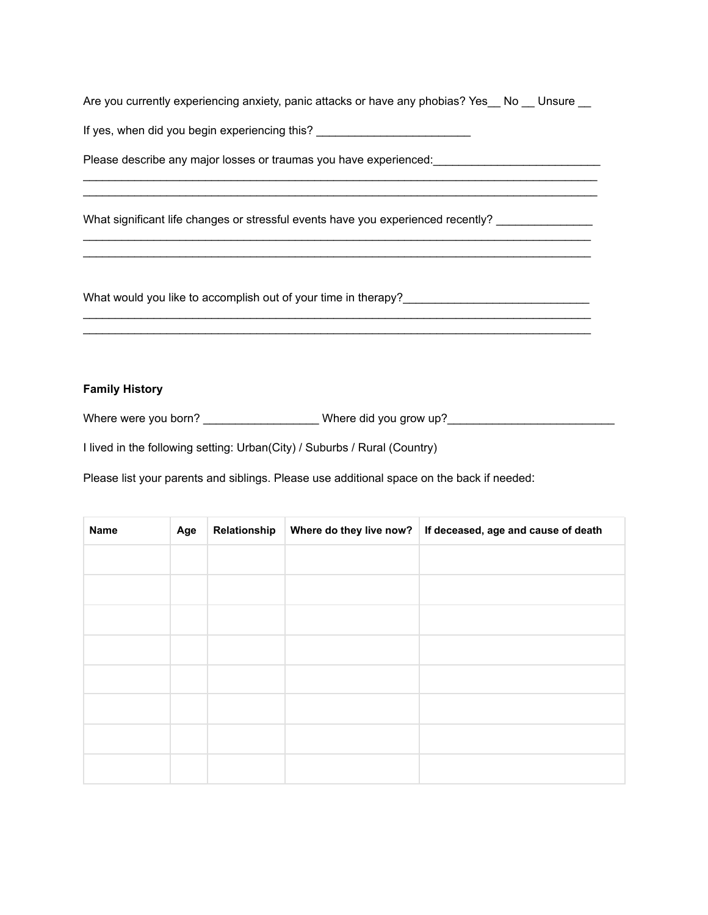Are you currently experiencing anxiety, panic attacks or have any phobias? Yes__ No __ Unsure __

If yes, when did you begin experiencing this? ________________________

Please describe any major losses or traumas you have experienced:__________________________
_________________________________________________________________________________
_________________________________________________________________________________

What significant life changes or stressful events have you experienced recently? _______________
_________________________________________________________________________________
_________________________________________________________________________________

What would you like to accomplish out of your time in therapy?_____________________________
_________________________________________________________________________________
_________________________________________________________________________________

**Family History**

Where were you born? __________________ Where did you grow up?__________________________

I lived in the following setting: Urban(City) / Suburbs / Rural (Country)

Please list your parents and siblings. Please use additional space on the back if needed:

| **Name** | **Age** | **Relationship** | **Where do they live now?** | **If deceased, age and cause of death** |
|---|---|---|---|---|
| | | | | |
| | | | | |
| | | | | |
| | | | | |
| | | | | |
| | | | | |
| | | | | |
| | | | | |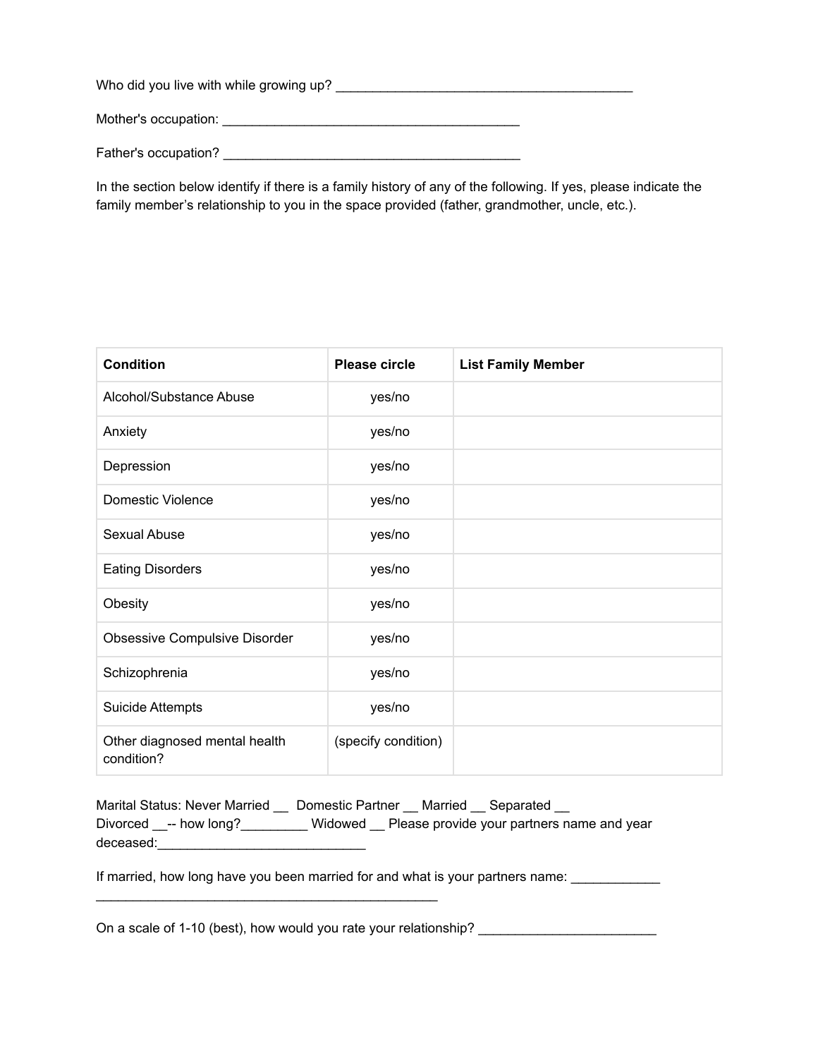Who did you live with while growing up? ________________________________________

Mother's occupation: ________________________________________

Father's occupation? ________________________________________

In the section below identify if there is a family history of any of the following. If yes, please indicate the family member's relationship to you in the space provided (father, grandmother, uncle, etc.).

| **Condition** | **Please circle** | **List Family Member** |
|---|---|---|
| Alcohol/Substance Abuse | yes/no | |
| Anxiety | yes/no | |
| Depression | yes/no | |
| Domestic Violence | yes/no | |
| Sexual Abuse | yes/no | |
| Eating Disorders | yes/no | |
| Obesity | yes/no | |
| Obsessive Compulsive Disorder | yes/no | |
| Schizophrenia | yes/no | |
| Suicide Attempts | yes/no | |
| Other diagnosed mental health condition? | (specify condition) | |

Marital Status: Never Married __ Domestic Partner __ Married __ Separated __ Divorced __-- how long?_________ Widowed __ Please provide your partners name and year deceased:___________________________

If married, how long have you been married for and what is your partners name: ____________ ________________________________________________

On a scale of 1-10 (best), how would you rate your relationship? _______________________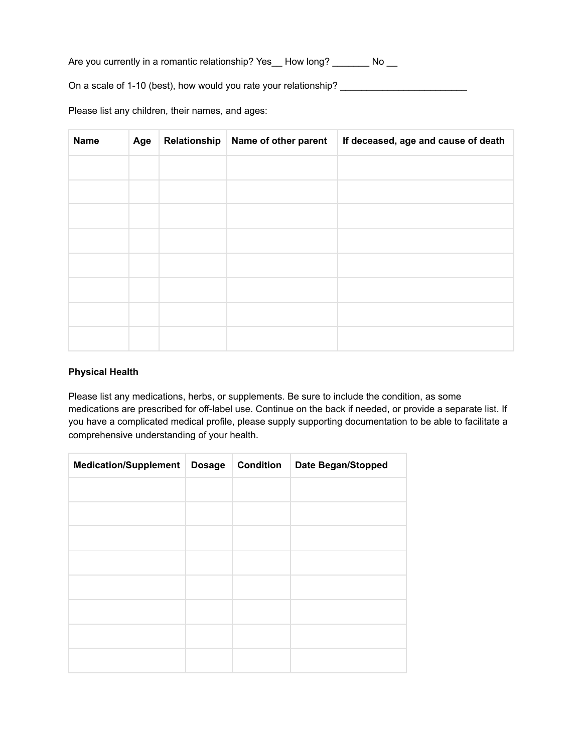Are you currently in a romantic relationship? Yes__ How long? _______ No __

On a scale of 1-10 (best), how would you rate your relationship? ________________________

Please list any children, their names, and ages:

| Name | Age | Relationship | Name of other parent | If deceased, age and cause of death |
|---|---|---|---|---|
| | | | | |
| | | | | |
| | | | | |
| | | | | |
| | | | | |
| | | | | |
| | | | | |
| | | | | |

**Physical Health**

Please list any medications, herbs, or supplements. Be sure to include the condition, as some medications are prescribed for off-label use. Continue on the back if needed, or provide a separate list. If you have a complicated medical profile, please supply supporting documentation to be able to facilitate a comprehensive understanding of your health.

| Medication/Supplement | Dosage | Condition | Date Began/Stopped |
|---|---|---|---|
| | | | |
| | | | |
| | | | |
| | | | |
| | | | |
| | | | |
| | | | |
| | | | |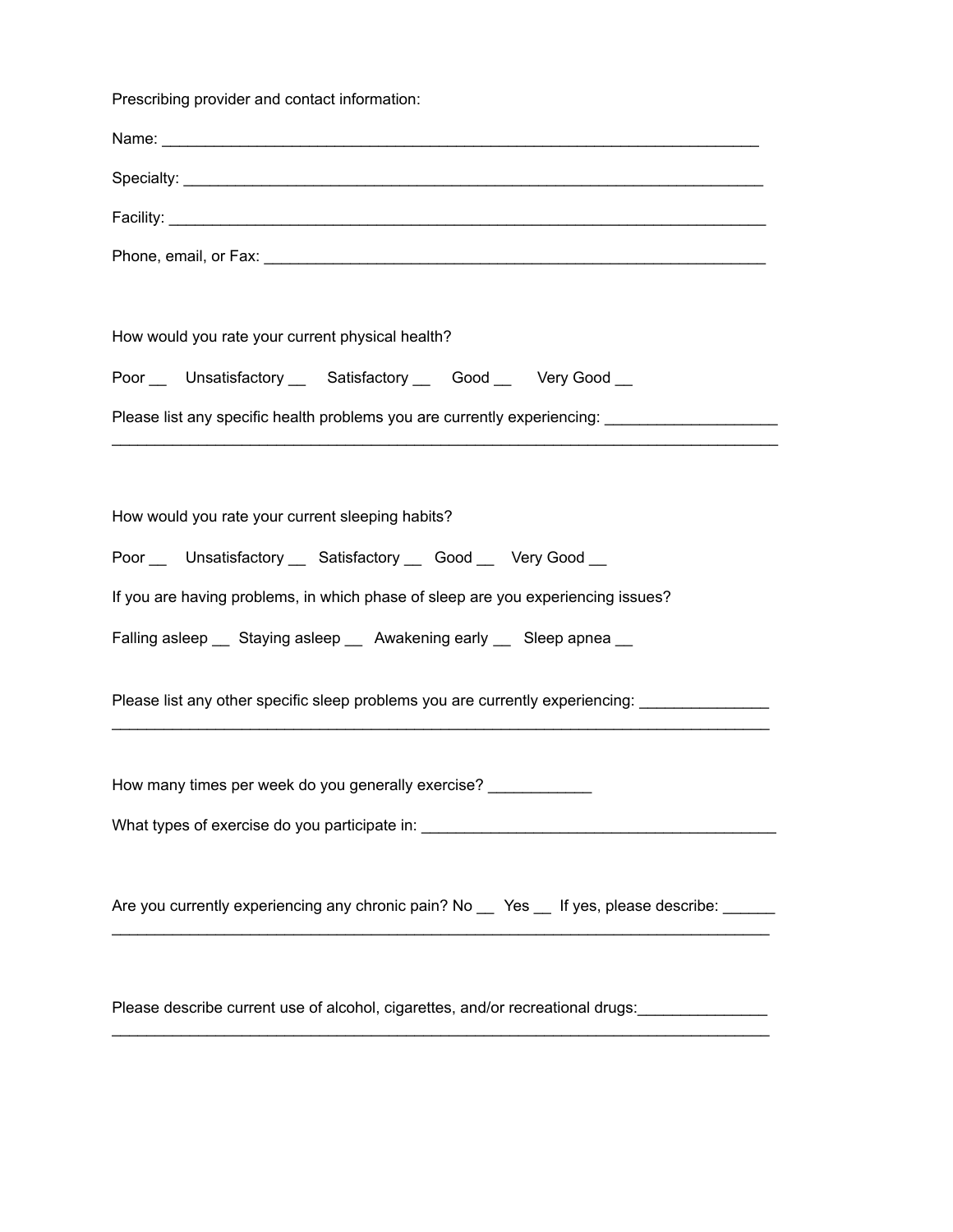Prescribing provider and contact information:

Name: ______________________________________________________________________

Specialty: ____________________________________________________________________

Facility: _____________________________________________________________________

Phone, email, or Fax: __________________________________________________________

How would you rate your current physical health?

Poor __ Unsatisfactory __ Satisfactory __ Good __ Very Good __

Please list any specific health problems you are currently experiencing: ____________________
______________________________________________________________________________

How would you rate your current sleeping habits?

Poor __ Unsatisfactory __ Satisfactory __ Good __ Very Good __

If you are having problems, in which phase of sleep are you experiencing issues?

Falling asleep __ Staying asleep __ Awakening early __ Sleep apnea __

Please list any other specific sleep problems you are currently experiencing: ______________
______________________________________________________________________________

How many times per week do you generally exercise? ____________

What types of exercise do you participate in: _________________________________________

Are you currently experiencing any chronic pain? No __ Yes __ If yes, please describe: ______
______________________________________________________________________________

Please describe current use of alcohol, cigarettes, and/or recreational drugs:______________
______________________________________________________________________________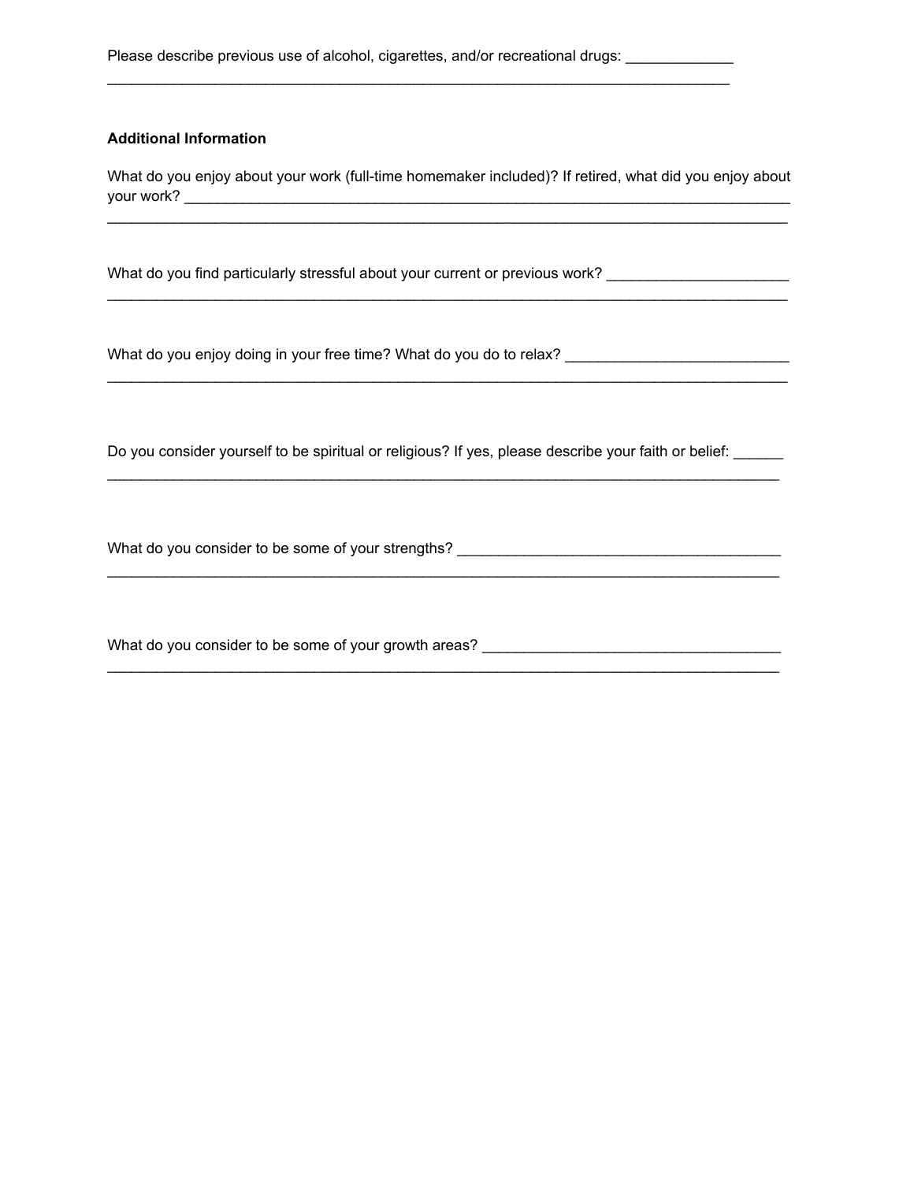Please describe previous use of alcohol, cigarettes, and/or recreational drugs: _____________
_______________________________________________________________________________

**Additional Information**

What do you enjoy about your work (full-time homemaker included)? If retired, what did you enjoy about your work? ______________________________________________________________________________
_________________________________________________________________________________

What do you find particularly stressful about your current or previous work? ______________________
_________________________________________________________________________________

What do you enjoy doing in your free time? What do you do to relax? ___________________________
_________________________________________________________________________________

Do you consider yourself to be spiritual or religious? If yes, please describe your faith or belief: ______
_________________________________________________________________________________

What do you consider to be some of your strengths? ________________________________________
_________________________________________________________________________________

What do you consider to be some of your growth areas? _____________________________________
_________________________________________________________________________________